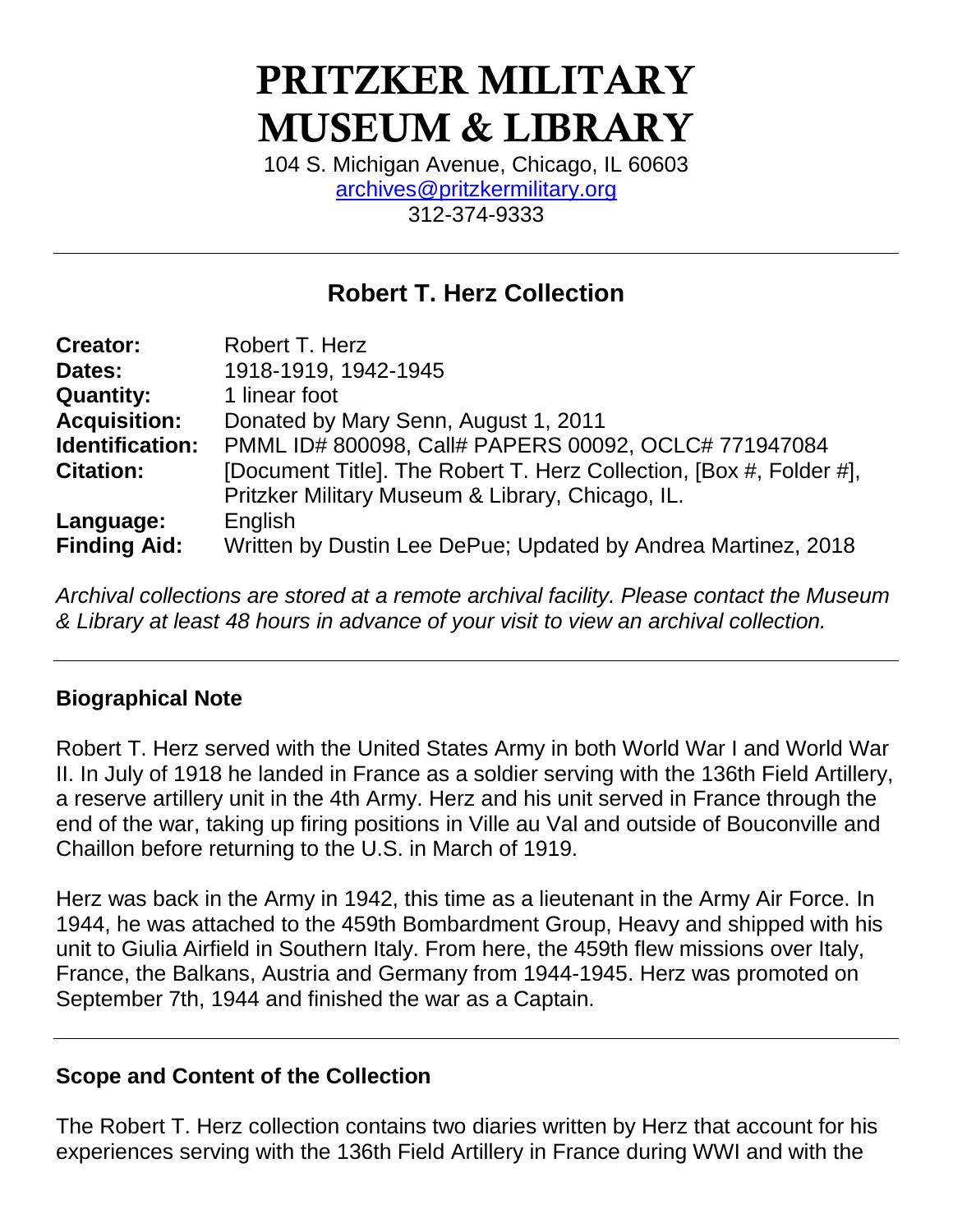# PRITZKER MILITARY MUSEUM & LIBRARY

104 S. Michigan Avenue, Chicago, IL 60603
archives@pritzkermilitary.org
312-374-9333

---

## Robert T. Herz Collection

| | |
|---|---|
| **Creator:** | Robert T. Herz |
| **Dates:** | 1918-1919, 1942-1945 |
| **Quantity:** | 1 linear foot |
| **Acquisition:** | Donated by Mary Senn, August 1, 2011 |
| **Identification:** | PMML ID# 800098, Call# PAPERS 00092, OCLC# 771947084 |
| **Citation:** | [Document Title]. The Robert T. Herz Collection, [Box #, Folder #], Pritzker Military Museum & Library, Chicago, IL. |
| **Language:** | English |
| **Finding Aid:** | Written by Dustin Lee DePue; Updated by Andrea Martinez, 2018 |

*Archival collections are stored at a remote archival facility. Please contact the Museum & Library at least 48 hours in advance of your visit to view an archival collection.*

---

### Biographical Note

Robert T. Herz served with the United States Army in both World War I and World War II. In July of 1918 he landed in France as a soldier serving with the 136th Field Artillery, a reserve artillery unit in the 4th Army. Herz and his unit served in France through the end of the war, taking up firing positions in Ville au Val and outside of Bouconville and Chaillon before returning to the U.S. in March of 1919.

Herz was back in the Army in 1942, this time as a lieutenant in the Army Air Force. In 1944, he was attached to the 459th Bombardment Group, Heavy and shipped with his unit to Giulia Airfield in Southern Italy. From here, the 459th flew missions over Italy, France, the Balkans, Austria and Germany from 1944-1945. Herz was promoted on September 7th, 1944 and finished the war as a Captain.

---

### Scope and Content of the Collection

The Robert T. Herz collection contains two diaries written by Herz that account for his experiences serving with the 136th Field Artillery in France during WWI and with the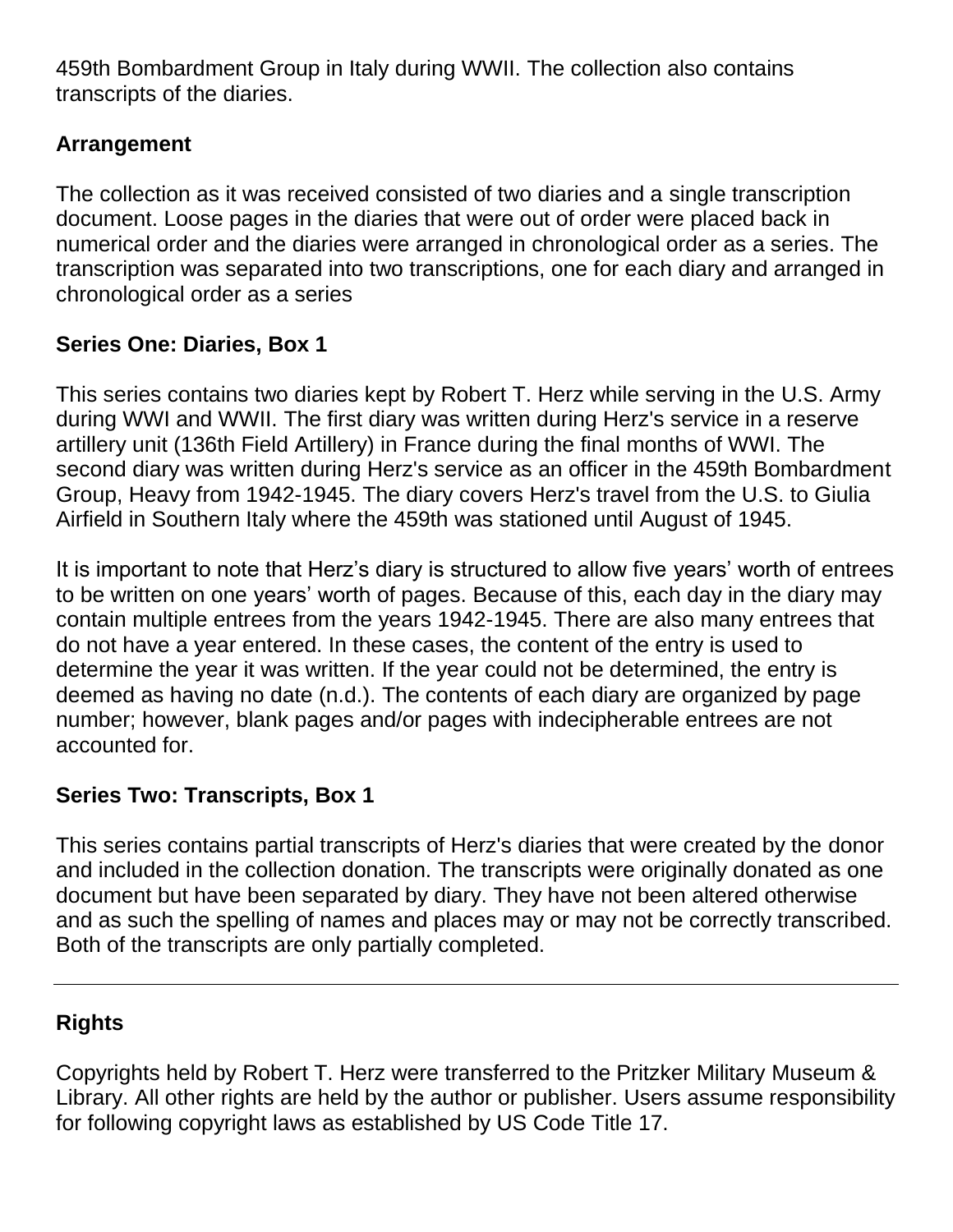459th Bombardment Group in Italy during WWII. The collection also contains transcripts of the diaries.

## Arrangement

The collection as it was received consisted of two diaries and a single transcription document. Loose pages in the diaries that were out of order were placed back in numerical order and the diaries were arranged in chronological order as a series. The transcription was separated into two transcriptions, one for each diary and arranged in chronological order as a series

## Series One: Diaries, Box 1

This series contains two diaries kept by Robert T. Herz while serving in the U.S. Army during WWI and WWII. The first diary was written during Herz's service in a reserve artillery unit (136th Field Artillery) in France during the final months of WWI. The second diary was written during Herz's service as an officer in the 459th Bombardment Group, Heavy from 1942-1945. The diary covers Herz's travel from the U.S. to Giulia Airfield in Southern Italy where the 459th was stationed until August of 1945.

It is important to note that Herz's diary is structured to allow five years' worth of entrees to be written on one years' worth of pages. Because of this, each day in the diary may contain multiple entrees from the years 1942-1945. There are also many entrees that do not have a year entered. In these cases, the content of the entry is used to determine the year it was written. If the year could not be determined, the entry is deemed as having no date (n.d.). The contents of each diary are organized by page number; however, blank pages and/or pages with indecipherable entrees are not accounted for.

## Series Two: Transcripts, Box 1

This series contains partial transcripts of Herz's diaries that were created by the donor and included in the collection donation. The transcripts were originally donated as one document but have been separated by diary. They have not been altered otherwise and as such the spelling of names and places may or may not be correctly transcribed. Both of the transcripts are only partially completed.

---

## Rights

Copyrights held by Robert T. Herz were transferred to the Pritzker Military Museum & Library. All other rights are held by the author or publisher. Users assume responsibility for following copyright laws as established by US Code Title 17.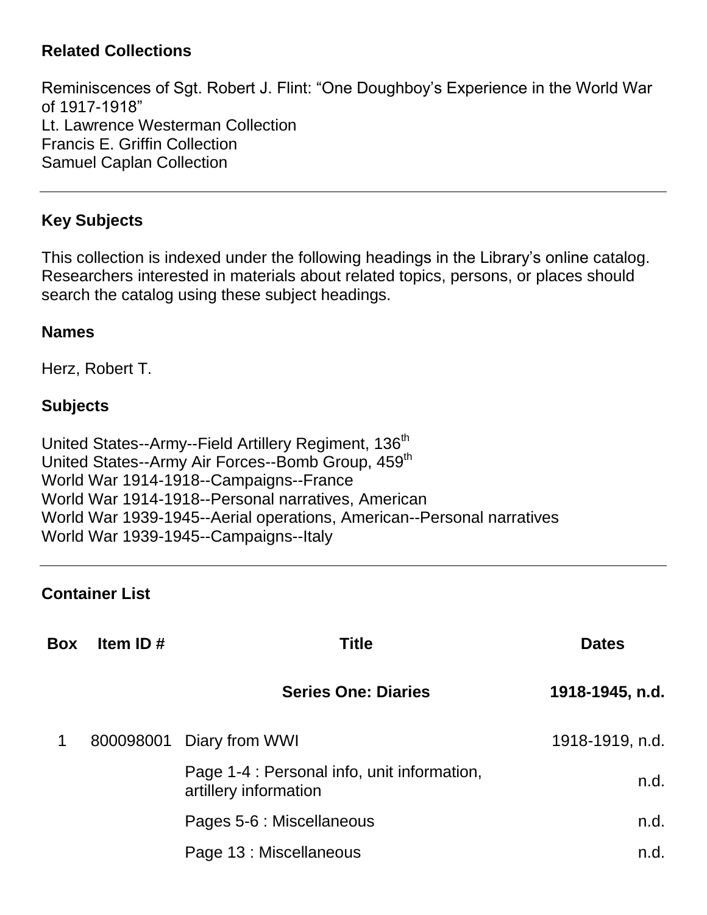## Related Collections

Reminiscences of Sgt. Robert J. Flint: "One Doughboy's Experience in the World War of 1917-1918"
Lt. Lawrence Westerman Collection
Francis E. Griffin Collection
Samuel Caplan Collection

---

## Key Subjects

This collection is indexed under the following headings in the Library's online catalog. Researchers interested in materials about related topics, persons, or places should search the catalog using these subject headings.

### Names

Herz, Robert T.

### Subjects

United States--Army--Field Artillery Regiment, 136th
United States--Army Air Forces--Bomb Group, 459th
World War 1914-1918--Campaigns--France
World War 1914-1918--Personal narratives, American
World War 1939-1945--Aerial operations, American--Personal narratives
World War 1939-1945--Campaigns--Italy

---

## Container List

| Box | Item ID # | Title | Dates |
|---|---|---|---|
| | | **Series One: Diaries** | **1918-1945, n.d.** |
| 1 | 800098001 | Diary from WWI | 1918-1919, n.d. |
| | | Page 1-4 : Personal info, unit information, artillery information | n.d. |
| | | Pages 5-6 : Miscellaneous | n.d. |
| | | Page 13 : Miscellaneous | n.d. |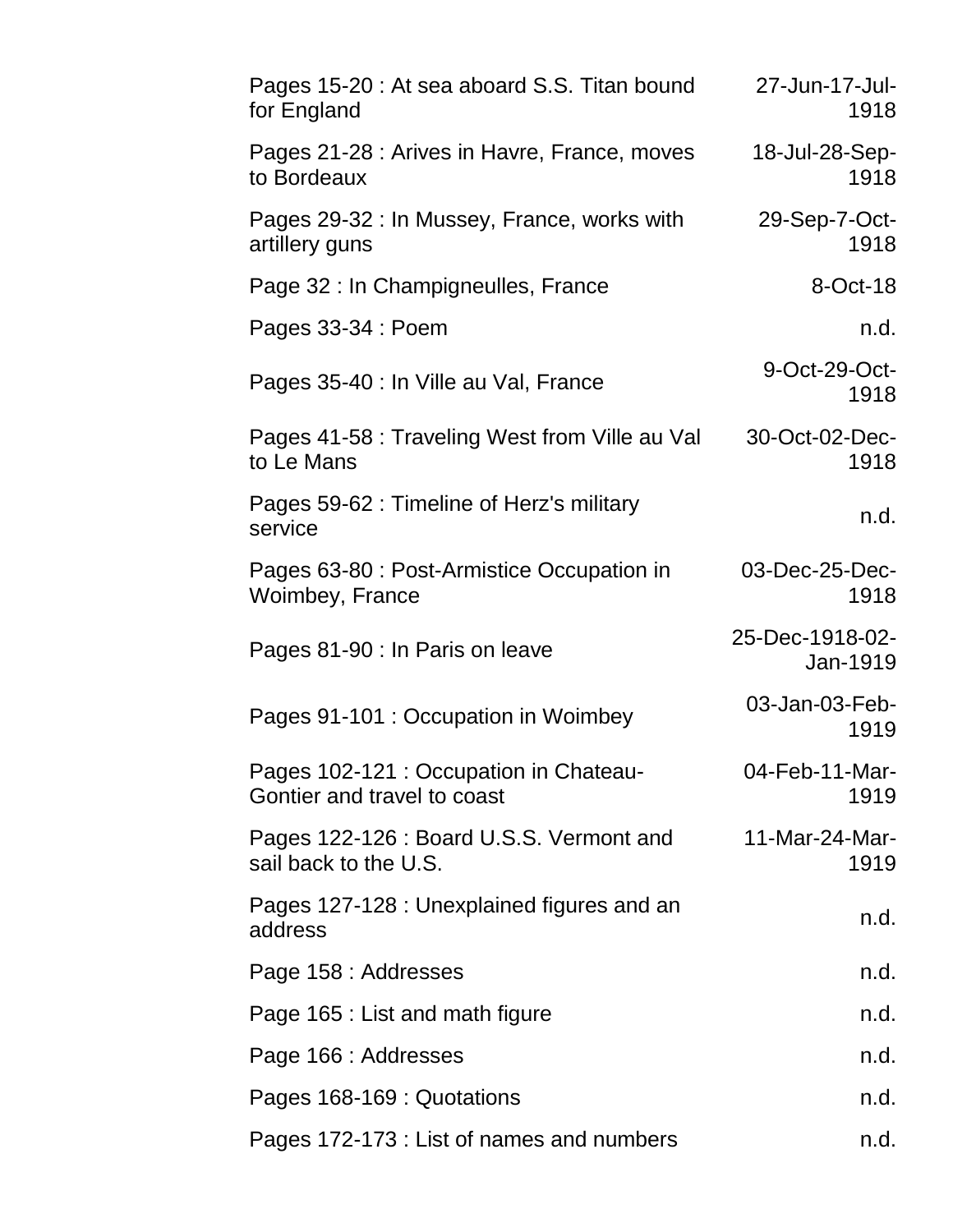| | |
|---|---|
| Pages 15-20 : At sea aboard S.S. Titan bound for England | 27-Jun-17-Jul-1918 |
| Pages 21-28 : Arives in Havre, France, moves to Bordeaux | 18-Jul-28-Sep-1918 |
| Pages 29-32 : In Mussey, France, works with artillery guns | 29-Sep-7-Oct-1918 |
| Page 32 : In Champigneulles, France | 8-Oct-18 |
| Pages 33-34 : Poem | n.d. |
| Pages 35-40 : In Ville au Val, France | 9-Oct-29-Oct-1918 |
| Pages 41-58 : Traveling West from Ville au Val to Le Mans | 30-Oct-02-Dec-1918 |
| Pages 59-62 : Timeline of Herz's military service | n.d. |
| Pages 63-80 : Post-Armistice Occupation in Woimbey, France | 03-Dec-25-Dec-1918 |
| Pages 81-90 : In Paris on leave | 25-Dec-1918-02-Jan-1919 |
| Pages 91-101 : Occupation in Woimbey | 03-Jan-03-Feb-1919 |
| Pages 102-121 : Occupation in Chateau-Gontier and travel to coast | 04-Feb-11-Mar-1919 |
| Pages 122-126 : Board U.S.S. Vermont and sail back to the U.S. | 11-Mar-24-Mar-1919 |
| Pages 127-128 : Unexplained figures and an address | n.d. |
| Page 158 : Addresses | n.d. |
| Page 165 : List and math figure | n.d. |
| Page 166 : Addresses | n.d. |
| Pages 168-169 : Quotations | n.d. |
| Pages 172-173 : List of names and numbers | n.d. |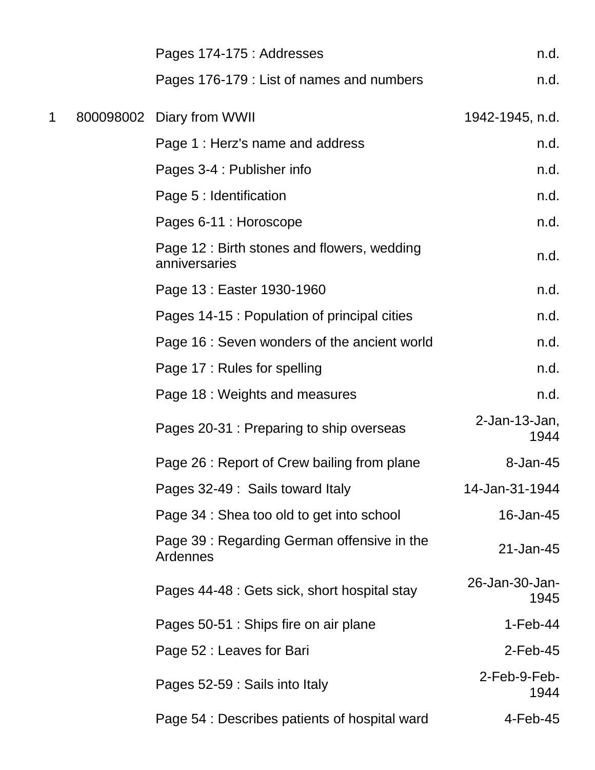| | | | |
|---|---|---|---|
| | | Pages 174-175 : Addresses | n.d. |
| | | Pages 176-179 : List of names and numbers | n.d. |
| 1 | 800098002 | Diary from WWII | 1942-1945, n.d. |
| | | Page 1 : Herz's name and address | n.d. |
| | | Pages 3-4 : Publisher info | n.d. |
| | | Page 5 : Identification | n.d. |
| | | Pages 6-11 : Horoscope | n.d. |
| | | Page 12 : Birth stones and flowers, wedding anniversaries | n.d. |
| | | Page 13 : Easter 1930-1960 | n.d. |
| | | Pages 14-15 : Population of principal cities | n.d. |
| | | Page 16 : Seven wonders of the ancient world | n.d. |
| | | Page 17 : Rules for spelling | n.d. |
| | | Page 18 : Weights and measures | n.d. |
| | | Pages 20-31 : Preparing to ship overseas | 2-Jan-13-Jan, 1944 |
| | | Page 26 : Report of Crew bailing from plane | 8-Jan-45 |
| | | Pages 32-49 :  Sails toward Italy | 14-Jan-31-1944 |
| | | Page 34 : Shea too old to get into school | 16-Jan-45 |
| | | Page 39 : Regarding German offensive in the Ardennes | 21-Jan-45 |
| | | Pages 44-48 : Gets sick, short hospital stay | 26-Jan-30-Jan-1945 |
| | | Pages 50-51 : Ships fire on air plane | 1-Feb-44 |
| | | Page 52 : Leaves for Bari | 2-Feb-45 |
| | | Pages 52-59 : Sails into Italy | 2-Feb-9-Feb-1944 |
| | | Page 54 : Describes patients of hospital ward | 4-Feb-45 |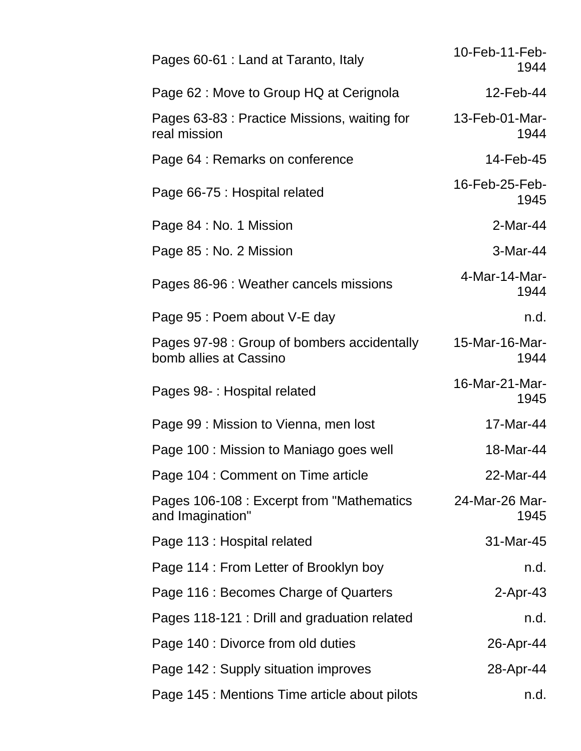| | |
|---|---|
| Pages 60-61 : Land at Taranto, Italy | 10-Feb-11-Feb-1944 |
| Page 62 : Move to Group HQ at Cerignola | 12-Feb-44 |
| Pages 63-83 : Practice Missions, waiting for real mission | 13-Feb-01-Mar-1944 |
| Page 64 : Remarks on conference | 14-Feb-45 |
| Page 66-75 : Hospital related | 16-Feb-25-Feb-1945 |
| Page 84 : No. 1 Mission | 2-Mar-44 |
| Page 85 : No. 2 Mission | 3-Mar-44 |
| Pages 86-96 : Weather cancels missions | 4-Mar-14-Mar-1944 |
| Page 95 : Poem about V-E day | n.d. |
| Pages 97-98 : Group of bombers accidentally bomb allies at Cassino | 15-Mar-16-Mar-1944 |
| Pages 98- : Hospital related | 16-Mar-21-Mar-1945 |
| Page 99 : Mission to Vienna, men lost | 17-Mar-44 |
| Page 100 : Mission to Maniago goes well | 18-Mar-44 |
| Page 104 : Comment on Time article | 22-Mar-44 |
| Pages 106-108 : Excerpt from "Mathematics and Imagination" | 24-Mar-26 Mar-1945 |
| Page 113 : Hospital related | 31-Mar-45 |
| Page 114 : From Letter of Brooklyn boy | n.d. |
| Page 116 : Becomes Charge of Quarters | 2-Apr-43 |
| Pages 118-121 : Drill and graduation related | n.d. |
| Page 140 : Divorce from old duties | 26-Apr-44 |
| Page 142 : Supply situation improves | 28-Apr-44 |
| Page 145 : Mentions Time article about pilots | n.d. |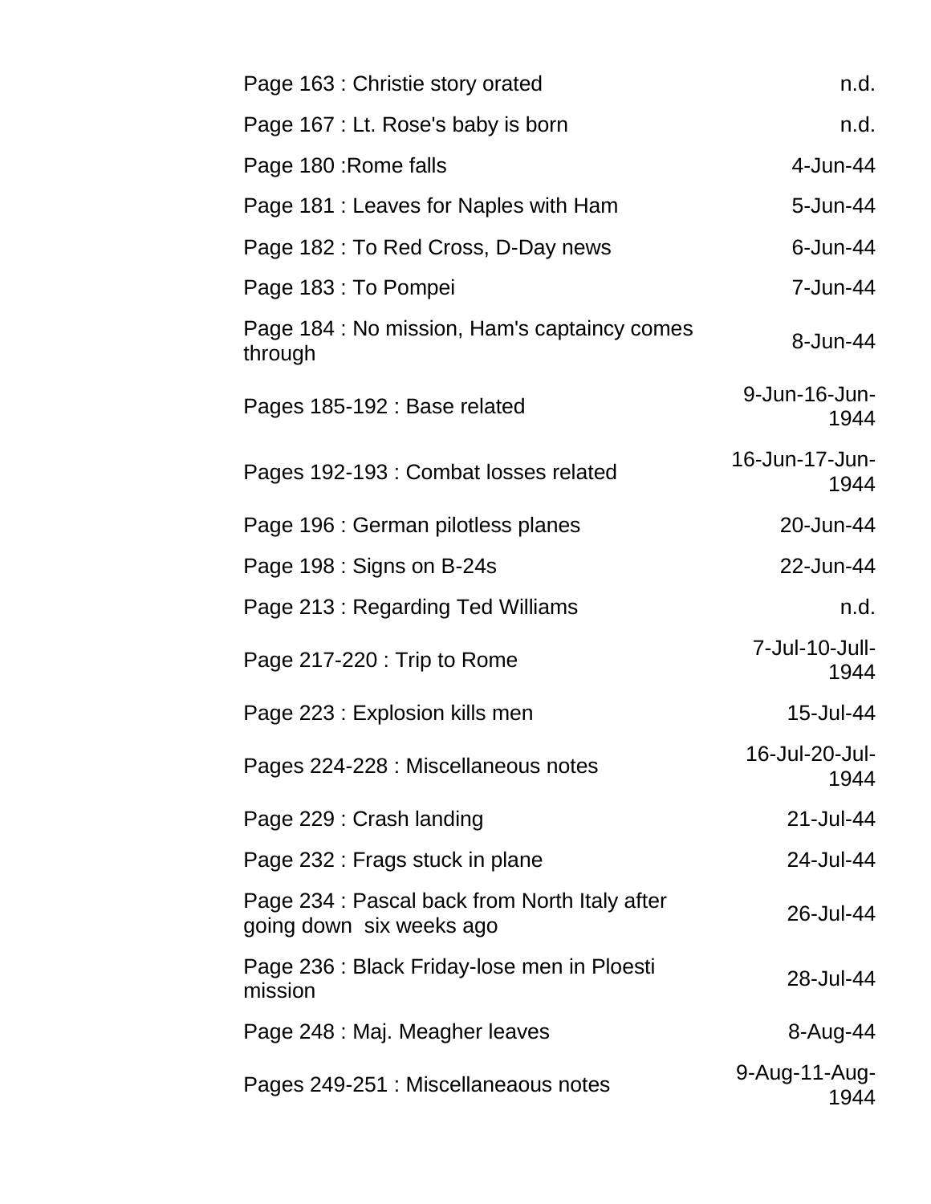| | |
|---|---|
| Page 163 : Christie story orated | n.d. |
| Page 167 : Lt. Rose's baby is born | n.d. |
| Page 180 :Rome falls | 4-Jun-44 |
| Page 181 : Leaves for Naples with Ham | 5-Jun-44 |
| Page 182 : To Red Cross, D-Day news | 6-Jun-44 |
| Page 183 : To Pompei | 7-Jun-44 |
| Page 184 : No mission, Ham's captaincy comes through | 8-Jun-44 |
| Pages 185-192 : Base related | 9-Jun-16-Jun-1944 |
| Pages 192-193 : Combat losses related | 16-Jun-17-Jun-1944 |
| Page 196 : German pilotless planes | 20-Jun-44 |
| Page 198 : Signs on B-24s | 22-Jun-44 |
| Page 213 : Regarding Ted Williams | n.d. |
| Page 217-220 : Trip to Rome | 7-Jul-10-Jull-1944 |
| Page 223 : Explosion kills men | 15-Jul-44 |
| Pages 224-228 : Miscellaneous notes | 16-Jul-20-Jul-1944 |
| Page 229 : Crash landing | 21-Jul-44 |
| Page 232 : Frags stuck in plane | 24-Jul-44 |
| Page 234 : Pascal back from North Italy after going down six weeks ago | 26-Jul-44 |
| Page 236 : Black Friday-lose men in Ploesti mission | 28-Jul-44 |
| Page 248 : Maj. Meagher leaves | 8-Aug-44 |
| Pages 249-251 : Miscellaneaous notes | 9-Aug-11-Aug-1944 |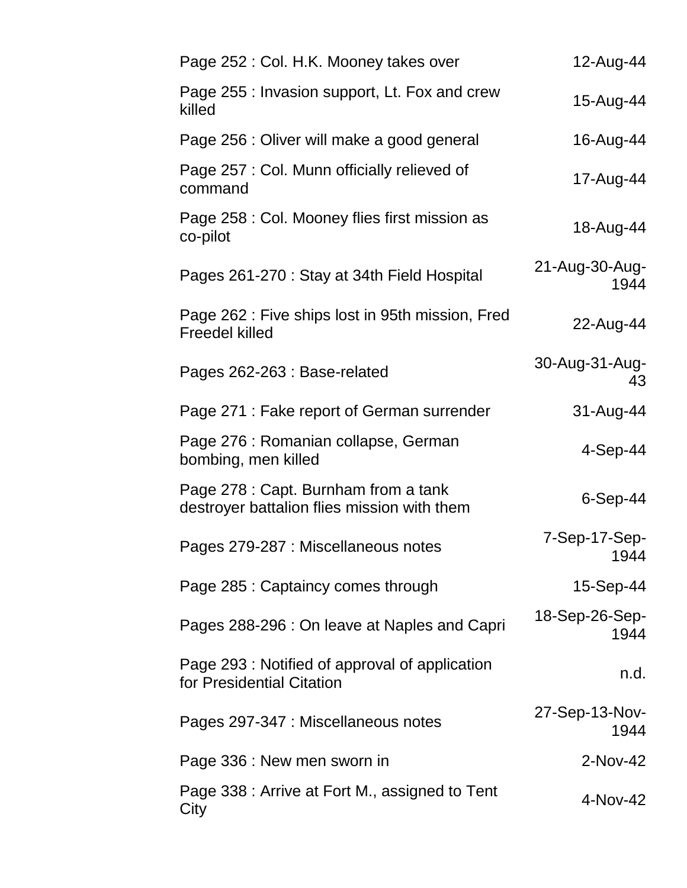| | |
|---|---|
| Page 252 : Col. H.K. Mooney takes over | 12-Aug-44 |
| Page 255 : Invasion support, Lt. Fox and crew killed | 15-Aug-44 |
| Page 256 : Oliver will make a good general | 16-Aug-44 |
| Page 257 : Col. Munn officially relieved of command | 17-Aug-44 |
| Page 258 : Col. Mooney flies first mission as co-pilot | 18-Aug-44 |
| Pages 261-270 : Stay at 34th Field Hospital | 21-Aug-30-Aug-1944 |
| Page 262 : Five ships lost in 95th mission, Fred Freedel killed | 22-Aug-44 |
| Pages 262-263 : Base-related | 30-Aug-31-Aug-43 |
| Page 271 : Fake report of German surrender | 31-Aug-44 |
| Page 276 : Romanian collapse, German bombing, men killed | 4-Sep-44 |
| Page 278 : Capt. Burnham from a tank destroyer battalion flies mission with them | 6-Sep-44 |
| Pages 279-287 : Miscellaneous notes | 7-Sep-17-Sep-1944 |
| Page 285 : Captaincy comes through | 15-Sep-44 |
| Pages 288-296 : On leave at Naples and Capri | 18-Sep-26-Sep-1944 |
| Page 293 : Notified of approval of application for Presidential Citation | n.d. |
| Pages 297-347 : Miscellaneous notes | 27-Sep-13-Nov-1944 |
| Page 336 : New men sworn in | 2-Nov-42 |
| Page 338 : Arrive at Fort M., assigned to Tent City | 4-Nov-42 |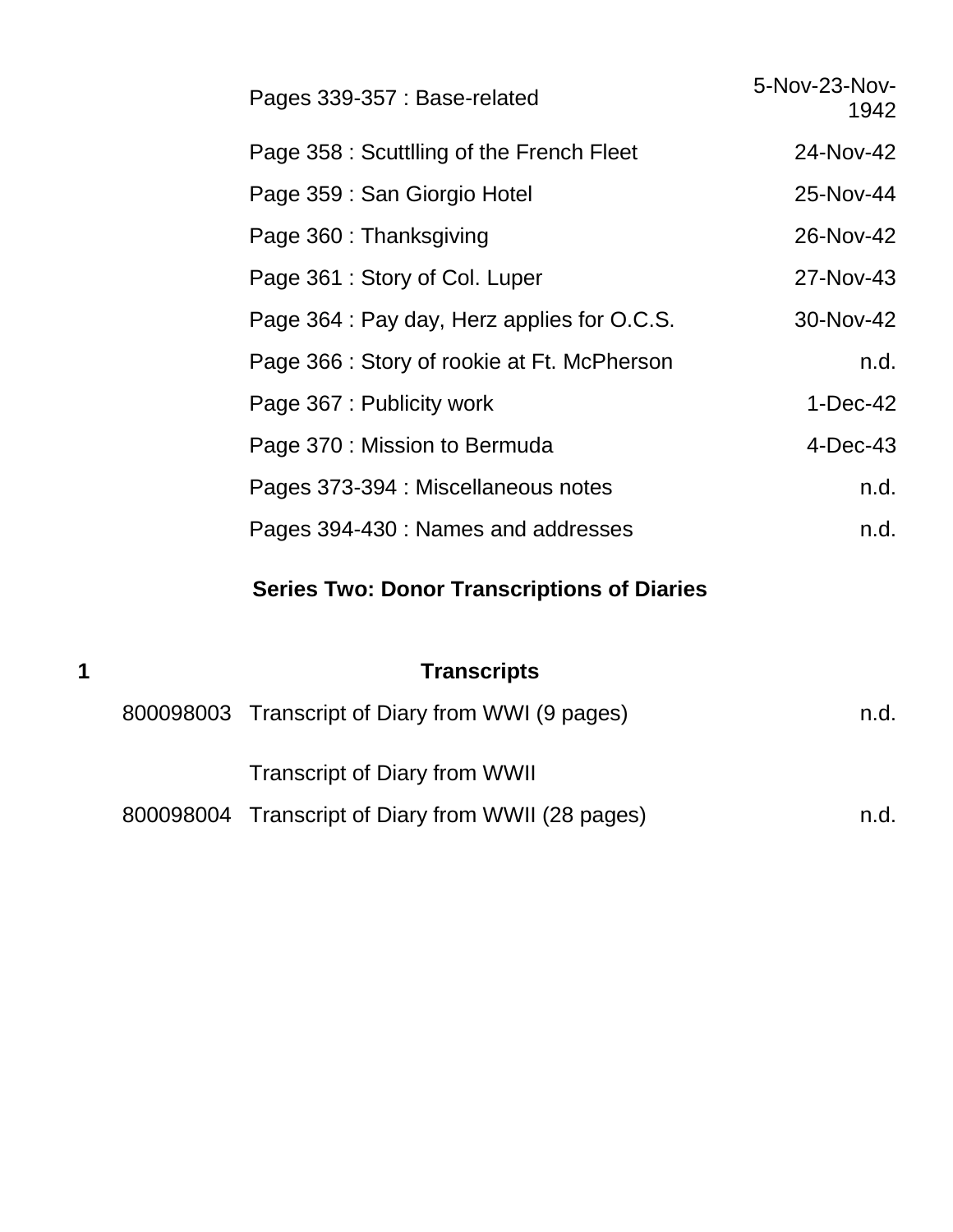| | | |
|---|---|---|
| | Pages 339-357 : Base-related | 5-Nov-23-Nov-1942 |
| | Page 358 : Scuttlling of the French Fleet | 24-Nov-42 |
| | Page 359 : San Giorgio Hotel | 25-Nov-44 |
| | Page 360 : Thanksgiving | 26-Nov-42 |
| | Page 361 : Story of Col. Luper | 27-Nov-43 |
| | Page 364 : Pay day, Herz applies for O.C.S. | 30-Nov-42 |
| | Page 366 : Story of rookie at Ft. McPherson | n.d. |
| | Page 367 : Publicity work | 1-Dec-42 |
| | Page 370 : Mission to Bermuda | 4-Dec-43 |
| | Pages 373-394 : Miscellaneous notes | n.d. |
| | Pages 394-430 : Names and addresses | n.d. |

## Series Two: Donor Transcriptions of Diaries

| | | |
|---|---|---|
| 1 | **Transcripts** | |
| 800098003 | Transcript of Diary from WWI (9 pages) | n.d. |
| | Transcript of Diary from WWII | |
| 800098004 | Transcript of Diary from WWII (28 pages) | n.d. |